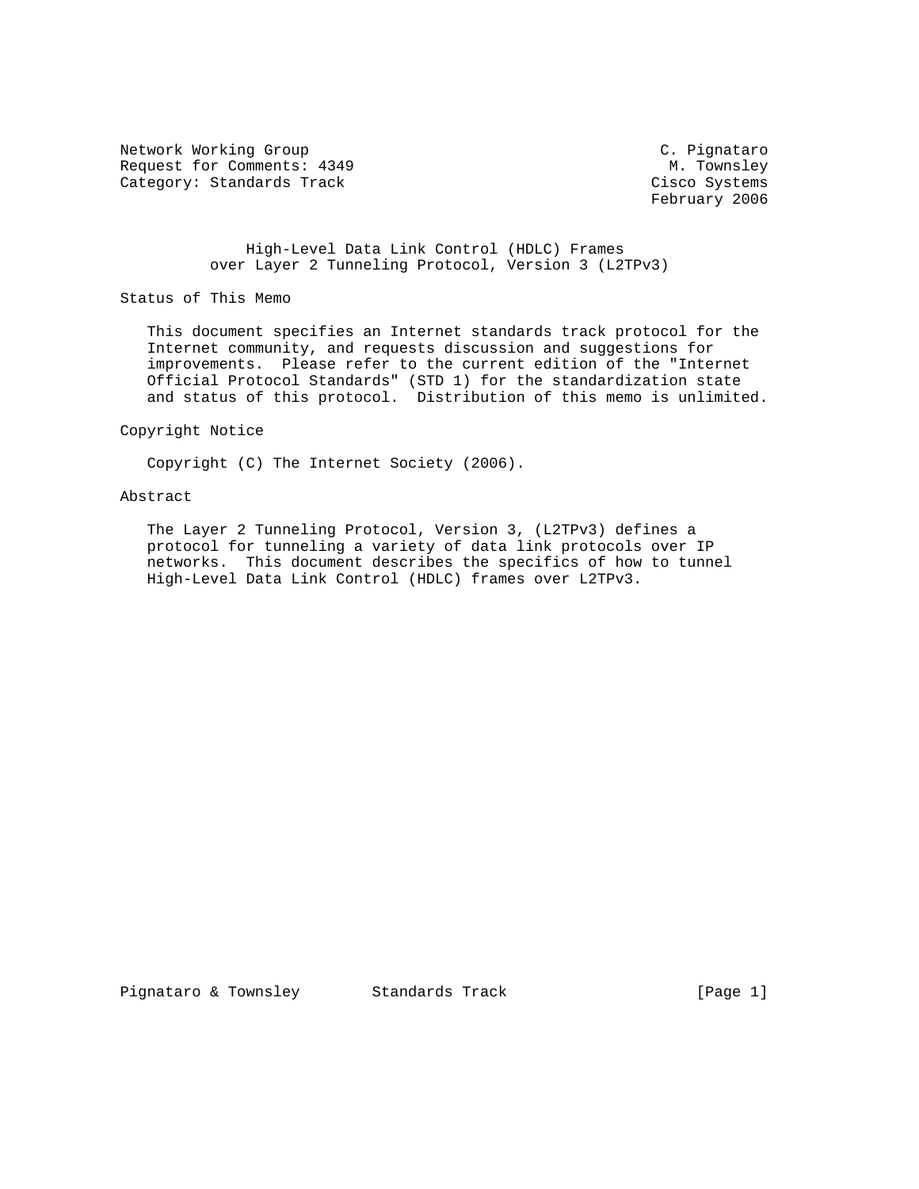Network Working Group C. Pignataro
Request for Comments: 4349 M. Townsley
Category: Standards Track Cisco Systems
February 2006

# High-Level Data Link Control (HDLC) Frames over Layer 2 Tunneling Protocol, Version 3 (L2TPv3)

## Status of This Memo

This document specifies an Internet standards track protocol for the Internet community, and requests discussion and suggestions for improvements. Please refer to the current edition of the "Internet Official Protocol Standards" (STD 1) for the standardization state and status of this protocol. Distribution of this memo is unlimited.

## Copyright Notice

Copyright (C) The Internet Society (2006).

## Abstract

The Layer 2 Tunneling Protocol, Version 3, (L2TPv3) defines a protocol for tunneling a variety of data link protocols over IP networks. This document describes the specifics of how to tunnel High-Level Data Link Control (HDLC) frames over L2TPv3.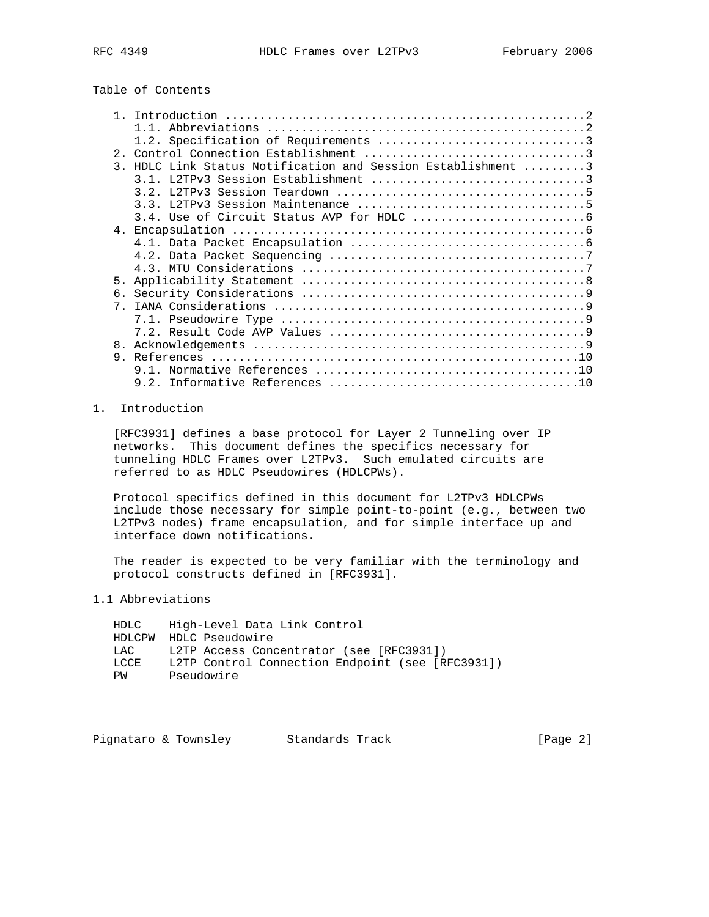Table of Contents

```
   1. Introduction ....................................................2
      1.1. Abbreviations ..............................................2
      1.2. Specification of Requirements ..............................3
   2. Control Connection Establishment ................................3
   3. HDLC Link Status Notification and Session Establishment .........3
      3.1. L2TPv3 Session Establishment ...............................3
      3.2. L2TPv3 Session Teardown ....................................5
      3.3. L2TPv3 Session Maintenance .................................5
      3.4. Use of Circuit Status AVP for HDLC .........................6
   4. Encapsulation ...................................................6
      4.1. Data Packet Encapsulation ..................................6
      4.2. Data Packet Sequencing .....................................7
      4.3. MTU Considerations .........................................7
   5. Applicability Statement .........................................8
   6. Security Considerations .........................................9
   7. IANA Considerations .............................................9
      7.1. Pseudowire Type ............................................9
      7.2. Result Code AVP Values .....................................9
   8. Acknowledgements ................................................9
   9. References .....................................................10
      9.1. Normative References ......................................10
      9.2. Informative References ....................................10
```

# 1. Introduction

[RFC3931] defines a base protocol for Layer 2 Tunneling over IP networks. This document defines the specifics necessary for tunneling HDLC Frames over L2TPv3. Such emulated circuits are referred to as HDLC Pseudowires (HDLCPWs).

Protocol specifics defined in this document for L2TPv3 HDLCPWs include those necessary for simple point-to-point (e.g., between two L2TPv3 nodes) frame encapsulation, and for simple interface up and interface down notifications.

The reader is expected to be very familiar with the terminology and protocol constructs defined in [RFC3931].

## 1.1 Abbreviations

```
   HDLC    High-Level Data Link Control
   HDLCPW  HDLC Pseudowire
   LAC     L2TP Access Concentrator (see [RFC3931])
   LCCE    L2TP Control Connection Endpoint (see [RFC3931])
   PW      Pseudowire
```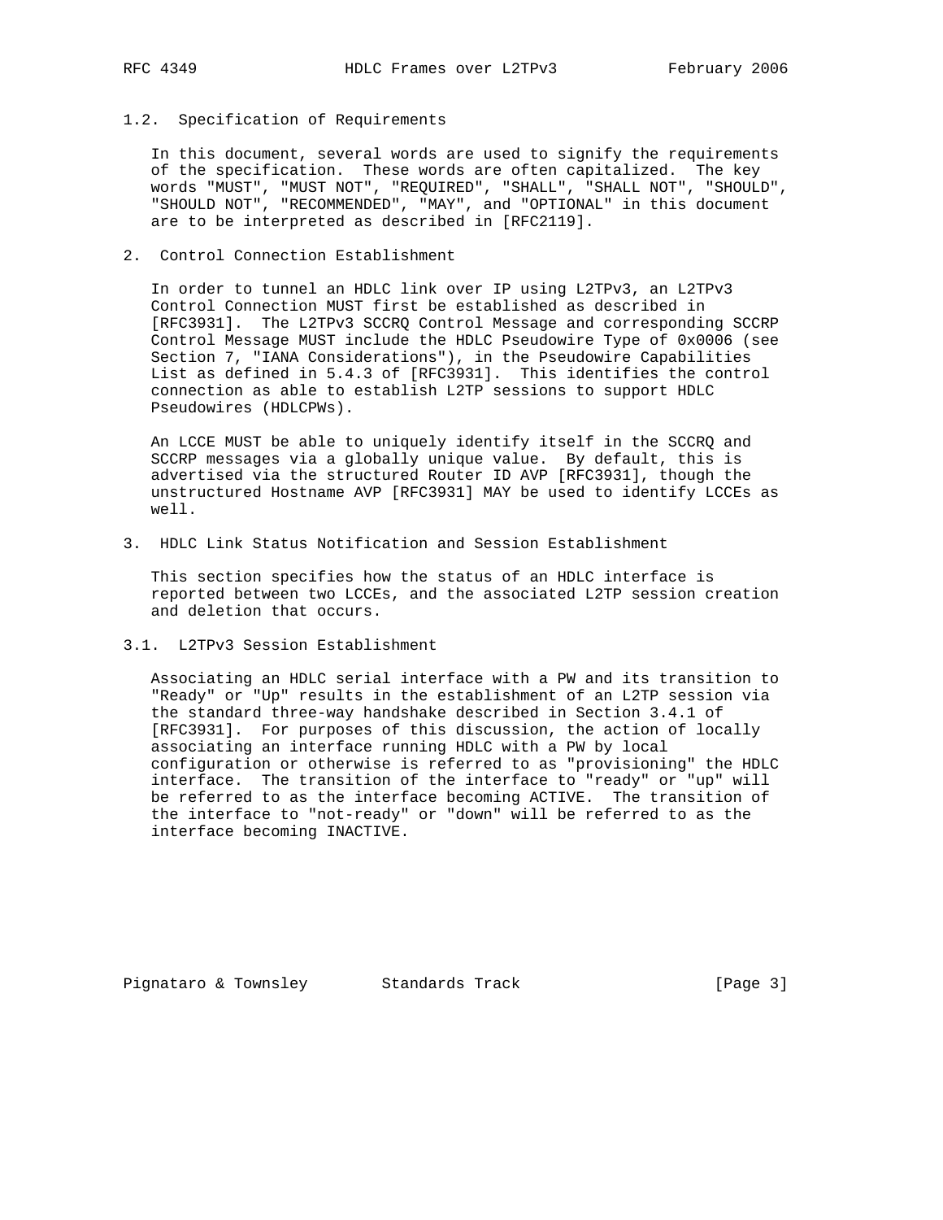### 1.2. Specification of Requirements

In this document, several words are used to signify the requirements of the specification. These words are often capitalized. The key words "MUST", "MUST NOT", "REQUIRED", "SHALL", "SHALL NOT", "SHOULD", "SHOULD NOT", "RECOMMENDED", "MAY", and "OPTIONAL" in this document are to be interpreted as described in [RFC2119].

## 2. Control Connection Establishment

In order to tunnel an HDLC link over IP using L2TPv3, an L2TPv3 Control Connection MUST first be established as described in [RFC3931]. The L2TPv3 SCCRQ Control Message and corresponding SCCRP Control Message MUST include the HDLC Pseudowire Type of 0x0006 (see Section 7, "IANA Considerations"), in the Pseudowire Capabilities List as defined in 5.4.3 of [RFC3931]. This identifies the control connection as able to establish L2TP sessions to support HDLC Pseudowires (HDLCPWs).

An LCCE MUST be able to uniquely identify itself in the SCCRQ and SCCRP messages via a globally unique value. By default, this is advertised via the structured Router ID AVP [RFC3931], though the unstructured Hostname AVP [RFC3931] MAY be used to identify LCCEs as well.

## 3. HDLC Link Status Notification and Session Establishment

This section specifies how the status of an HDLC interface is reported between two LCCEs, and the associated L2TP session creation and deletion that occurs.

### 3.1. L2TPv3 Session Establishment

Associating an HDLC serial interface with a PW and its transition to "Ready" or "Up" results in the establishment of an L2TP session via the standard three-way handshake described in Section 3.4.1 of [RFC3931]. For purposes of this discussion, the action of locally associating an interface running HDLC with a PW by local configuration or otherwise is referred to as "provisioning" the HDLC interface. The transition of the interface to "ready" or "up" will be referred to as the interface becoming ACTIVE. The transition of the interface to "not-ready" or "down" will be referred to as the interface becoming INACTIVE.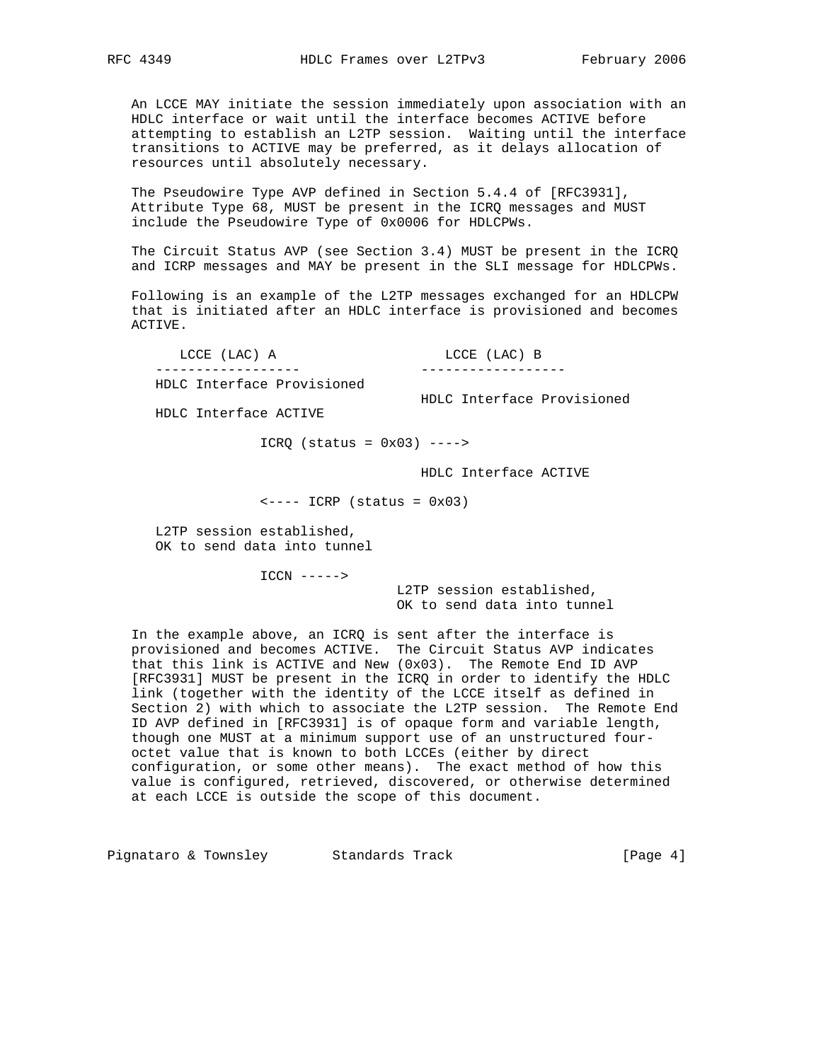An LCCE MAY initiate the session immediately upon association with an HDLC interface or wait until the interface becomes ACTIVE before attempting to establish an L2TP session. Waiting until the interface transitions to ACTIVE may be preferred, as it delays allocation of resources until absolutely necessary.

The Pseudowire Type AVP defined in Section 5.4.4 of [RFC3931], Attribute Type 68, MUST be present in the ICRQ messages and MUST include the Pseudowire Type of 0x0006 for HDLCPWs.

The Circuit Status AVP (see Section 3.4) MUST be present in the ICRQ and ICRP messages and MAY be present in the SLI message for HDLCPWs.

Following is an example of the L2TP messages exchanged for an HDLCPW that is initiated after an HDLC interface is provisioned and becomes ACTIVE.

```
      LCCE (LAC) A                    LCCE (LAC) B
    ------------------              ------------------
    HDLC Interface Provisioned
                                    HDLC Interface Provisioned
    HDLC Interface ACTIVE

                 ICRQ (status = 0x03) ---->

                                    HDLC Interface ACTIVE

                 <---- ICRP (status = 0x03)

    L2TP session established,
    OK to send data into tunnel

                 ICCN ----->
                                 L2TP session established,
                                 OK to send data into tunnel
```

In the example above, an ICRQ is sent after the interface is provisioned and becomes ACTIVE. The Circuit Status AVP indicates that this link is ACTIVE and New (0x03). The Remote End ID AVP [RFC3931] MUST be present in the ICRQ in order to identify the HDLC link (together with the identity of the LCCE itself as defined in Section 2) with which to associate the L2TP session. The Remote End ID AVP defined in [RFC3931] is of opaque form and variable length, though one MUST at a minimum support use of an unstructured four-octet value that is known to both LCCEs (either by direct configuration, or some other means). The exact method of how this value is configured, retrieved, discovered, or otherwise determined at each LCCE is outside the scope of this document.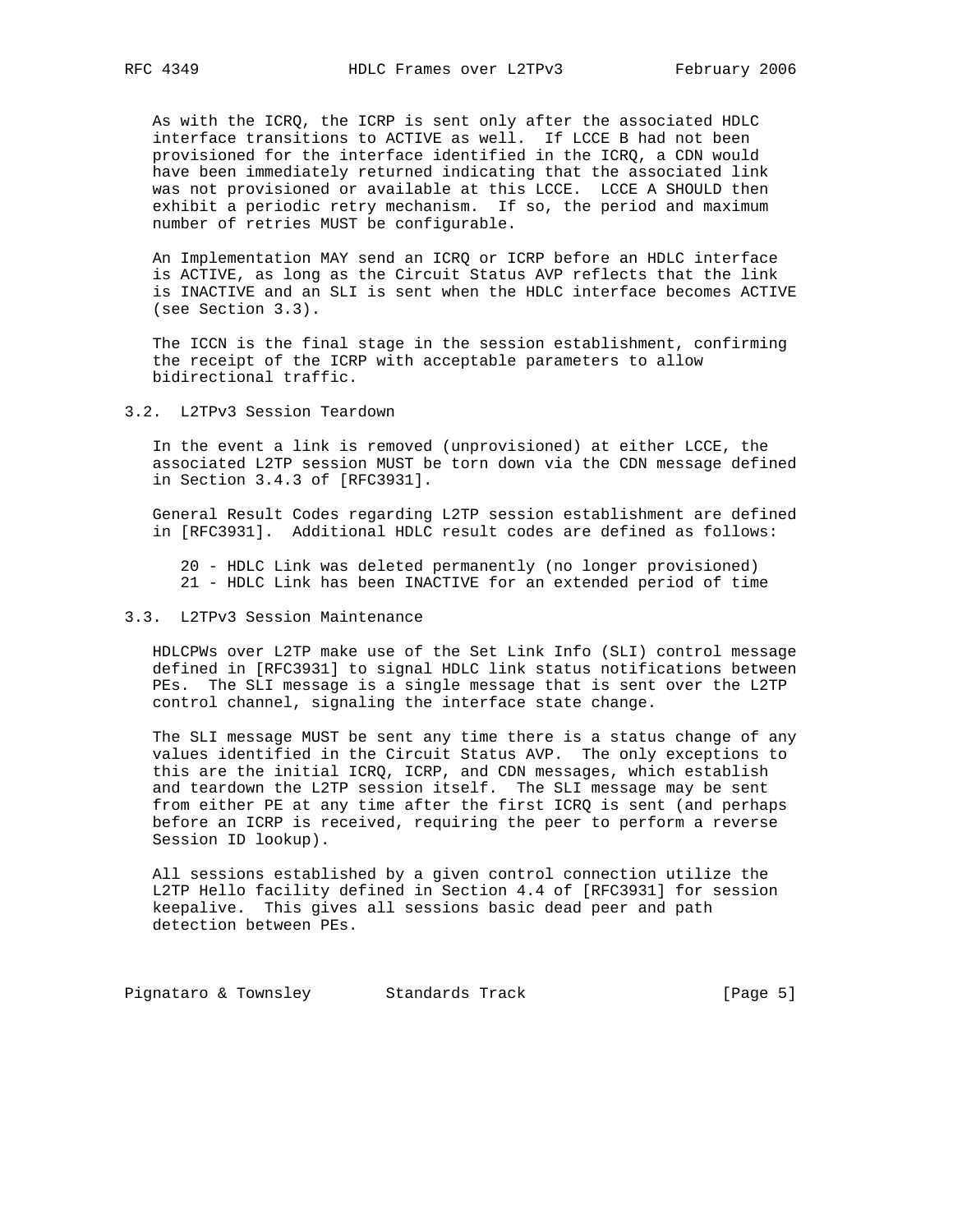As with the ICRQ, the ICRP is sent only after the associated HDLC interface transitions to ACTIVE as well. If LCCE B had not been provisioned for the interface identified in the ICRQ, a CDN would have been immediately returned indicating that the associated link was not provisioned or available at this LCCE. LCCE A SHOULD then exhibit a periodic retry mechanism. If so, the period and maximum number of retries MUST be configurable.

An Implementation MAY send an ICRQ or ICRP before an HDLC interface is ACTIVE, as long as the Circuit Status AVP reflects that the link is INACTIVE and an SLI is sent when the HDLC interface becomes ACTIVE (see Section 3.3).

The ICCN is the final stage in the session establishment, confirming the receipt of the ICRP with acceptable parameters to allow bidirectional traffic.

### 3.2. L2TPv3 Session Teardown

In the event a link is removed (unprovisioned) at either LCCE, the associated L2TP session MUST be torn down via the CDN message defined in Section 3.4.3 of [RFC3931].

General Result Codes regarding L2TP session establishment are defined in [RFC3931]. Additional HDLC result codes are defined as follows:

- 20 - HDLC Link was deleted permanently (no longer provisioned)
- 21 - HDLC Link has been INACTIVE for an extended period of time

### 3.3. L2TPv3 Session Maintenance

HDLCPWs over L2TP make use of the Set Link Info (SLI) control message defined in [RFC3931] to signal HDLC link status notifications between PEs. The SLI message is a single message that is sent over the L2TP control channel, signaling the interface state change.

The SLI message MUST be sent any time there is a status change of any values identified in the Circuit Status AVP. The only exceptions to this are the initial ICRQ, ICRP, and CDN messages, which establish and teardown the L2TP session itself. The SLI message may be sent from either PE at any time after the first ICRQ is sent (and perhaps before an ICRP is received, requiring the peer to perform a reverse Session ID lookup).

All sessions established by a given control connection utilize the L2TP Hello facility defined in Section 4.4 of [RFC3931] for session keepalive. This gives all sessions basic dead peer and path detection between PEs.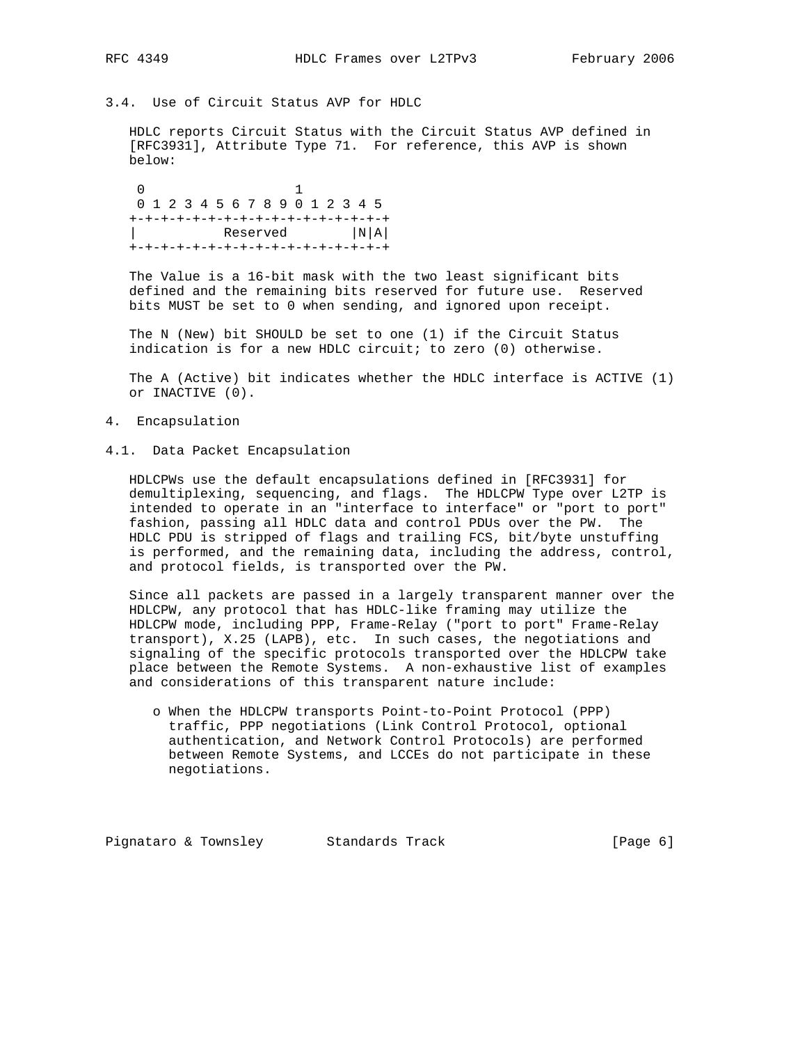### 3.4. Use of Circuit Status AVP for HDLC

HDLC reports Circuit Status with the Circuit Status AVP defined in [RFC3931], Attribute Type 71. For reference, this AVP is shown below:

```
 0                   1
 0 1 2 3 4 5 6 7 8 9 0 1 2 3 4 5
+-+-+-+-+-+-+-+-+-+-+-+-+-+-+-+-+
|         Reserved          |N|A|
+-+-+-+-+-+-+-+-+-+-+-+-+-+-+-+-+
```

The Value is a 16-bit mask with the two least significant bits defined and the remaining bits reserved for future use. Reserved bits MUST be set to 0 when sending, and ignored upon receipt.

The N (New) bit SHOULD be set to one (1) if the Circuit Status indication is for a new HDLC circuit; to zero (0) otherwise.

The A (Active) bit indicates whether the HDLC interface is ACTIVE (1) or INACTIVE (0).

## 4. Encapsulation

### 4.1. Data Packet Encapsulation

HDLCPWs use the default encapsulations defined in [RFC3931] for demultiplexing, sequencing, and flags. The HDLCPW Type over L2TP is intended to operate in an "interface to interface" or "port to port" fashion, passing all HDLC data and control PDUs over the PW. The HDLC PDU is stripped of flags and trailing FCS, bit/byte unstuffing is performed, and the remaining data, including the address, control, and protocol fields, is transported over the PW.

Since all packets are passed in a largely transparent manner over the HDLCPW, any protocol that has HDLC-like framing may utilize the HDLCPW mode, including PPP, Frame-Relay ("port to port" Frame-Relay transport), X.25 (LAPB), etc. In such cases, the negotiations and signaling of the specific protocols transported over the HDLCPW take place between the Remote Systems. A non-exhaustive list of examples and considerations of this transparent nature include:

- When the HDLCPW transports Point-to-Point Protocol (PPP) traffic, PPP negotiations (Link Control Protocol, optional authentication, and Network Control Protocols) are performed between Remote Systems, and LCCEs do not participate in these negotiations.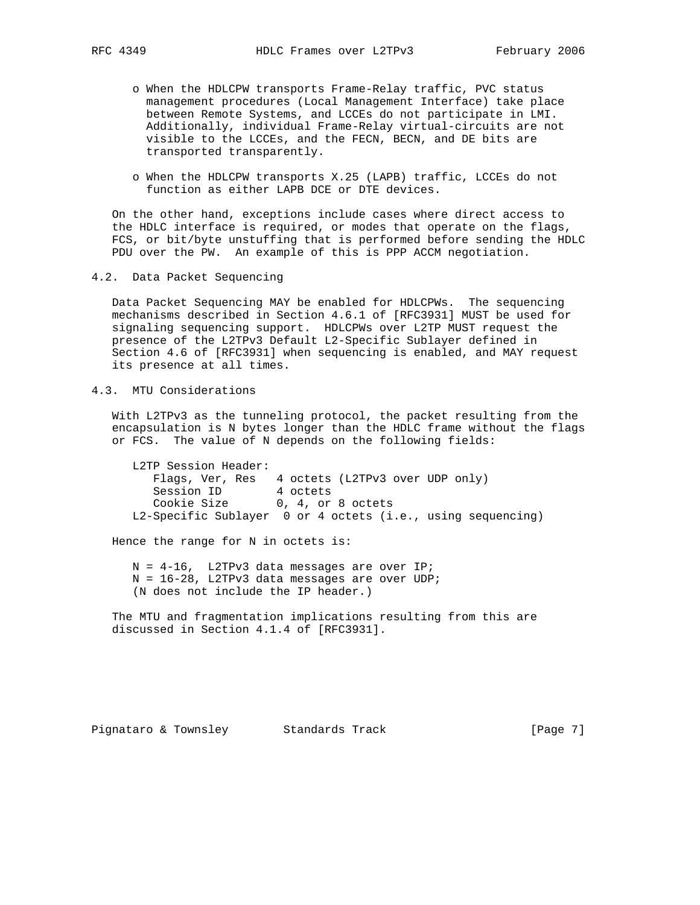- When the HDLCPW transports Frame-Relay traffic, PVC status management procedures (Local Management Interface) take place between Remote Systems, and LCCEs do not participate in LMI. Additionally, individual Frame-Relay virtual-circuits are not visible to the LCCEs, and the FECN, BECN, and DE bits are transported transparently.

- When the HDLCPW transports X.25 (LAPB) traffic, LCCEs do not function as either LAPB DCE or DTE devices.

On the other hand, exceptions include cases where direct access to the HDLC interface is required, or modes that operate on the flags, FCS, or bit/byte unstuffing that is performed before sending the HDLC PDU over the PW. An example of this is PPP ACCM negotiation.

## 4.2. Data Packet Sequencing

Data Packet Sequencing MAY be enabled for HDLCPWs. The sequencing mechanisms described in Section 4.6.1 of [RFC3931] MUST be used for signaling sequencing support. HDLCPWs over L2TP MUST request the presence of the L2TPv3 Default L2-Specific Sublayer defined in Section 4.6 of [RFC3931] when sequencing is enabled, and MAY request its presence at all times.

## 4.3. MTU Considerations

With L2TPv3 as the tunneling protocol, the packet resulting from the encapsulation is N bytes longer than the HDLC frame without the flags or FCS. The value of N depends on the following fields:

```
L2TP Session Header:
   Flags, Ver, Res   4 octets (L2TPv3 over UDP only)
   Session ID        4 octets
   Cookie Size       0, 4, or 8 octets
L2-Specific Sublayer  0 or 4 octets (i.e., using sequencing)
```

Hence the range for N in octets is:

```
N = 4-16,  L2TPv3 data messages are over IP;
N = 16-28, L2TPv3 data messages are over UDP;
(N does not include the IP header.)
```

The MTU and fragmentation implications resulting from this are discussed in Section 4.1.4 of [RFC3931].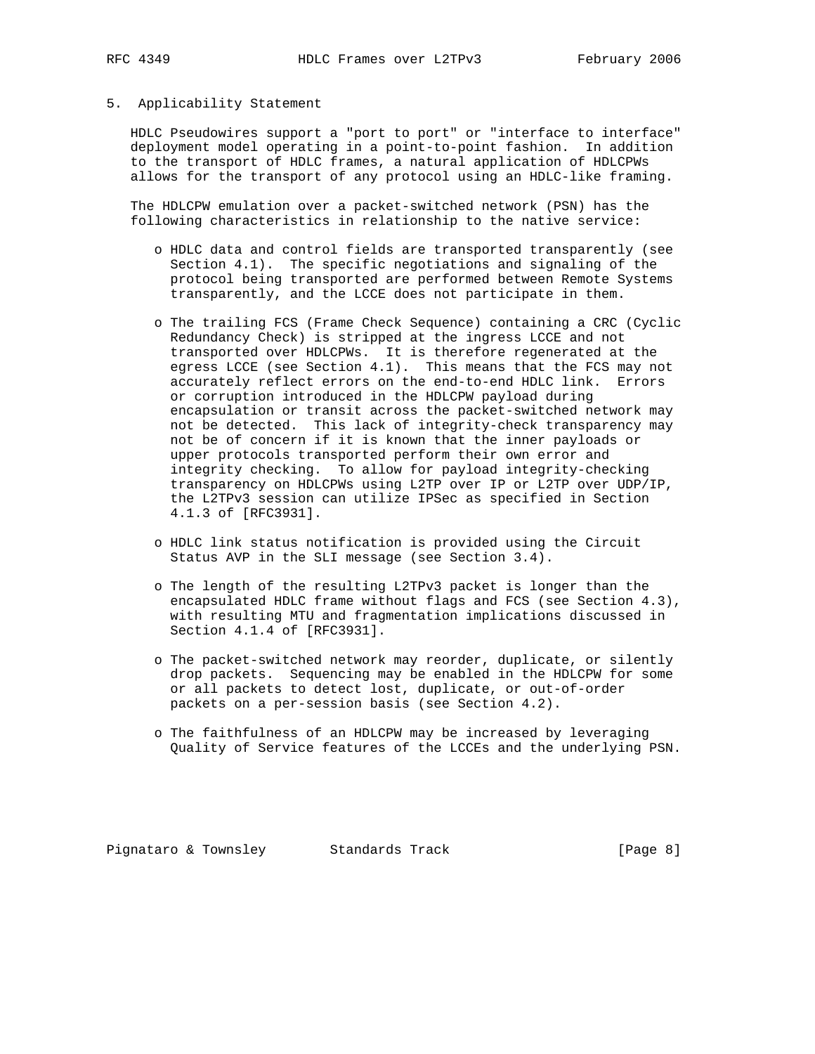## 5. Applicability Statement

HDLC Pseudowires support a "port to port" or "interface to interface" deployment model operating in a point-to-point fashion. In addition to the transport of HDLC frames, a natural application of HDLCPWs allows for the transport of any protocol using an HDLC-like framing.

The HDLCPW emulation over a packet-switched network (PSN) has the following characteristics in relationship to the native service:

- HDLC data and control fields are transported transparently (see Section 4.1). The specific negotiations and signaling of the protocol being transported are performed between Remote Systems transparently, and the LCCE does not participate in them.
- The trailing FCS (Frame Check Sequence) containing a CRC (Cyclic Redundancy Check) is stripped at the ingress LCCE and not transported over HDLCPWs. It is therefore regenerated at the egress LCCE (see Section 4.1). This means that the FCS may not accurately reflect errors on the end-to-end HDLC link. Errors or corruption introduced in the HDLCPW payload during encapsulation or transit across the packet-switched network may not be detected. This lack of integrity-check transparency may not be of concern if it is known that the inner payloads or upper protocols transported perform their own error and integrity checking. To allow for payload integrity-checking transparency on HDLCPWs using L2TP over IP or L2TP over UDP/IP, the L2TPv3 session can utilize IPSec as specified in Section 4.1.3 of [RFC3931].
- HDLC link status notification is provided using the Circuit Status AVP in the SLI message (see Section 3.4).
- The length of the resulting L2TPv3 packet is longer than the encapsulated HDLC frame without flags and FCS (see Section 4.3), with resulting MTU and fragmentation implications discussed in Section 4.1.4 of [RFC3931].
- The packet-switched network may reorder, duplicate, or silently drop packets. Sequencing may be enabled in the HDLCPW for some or all packets to detect lost, duplicate, or out-of-order packets on a per-session basis (see Section 4.2).
- The faithfulness of an HDLCPW may be increased by leveraging Quality of Service features of the LCCEs and the underlying PSN.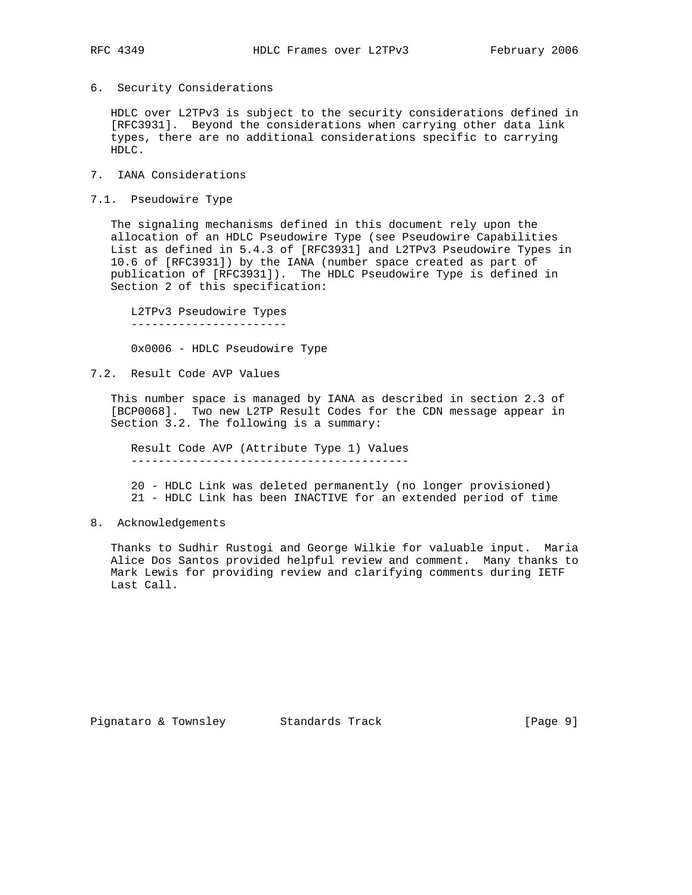## 6. Security Considerations

HDLC over L2TPv3 is subject to the security considerations defined in [RFC3931]. Beyond the considerations when carrying other data link types, there are no additional considerations specific to carrying HDLC.

## 7. IANA Considerations

### 7.1. Pseudowire Type

The signaling mechanisms defined in this document rely upon the allocation of an HDLC Pseudowire Type (see Pseudowire Capabilities List as defined in 5.4.3 of [RFC3931] and L2TPv3 Pseudowire Types in 10.6 of [RFC3931]) by the IANA (number space created as part of publication of [RFC3931]). The HDLC Pseudowire Type is defined in Section 2 of this specification:

```
L2TPv3 Pseudowire Types
-----------------------

0x0006 - HDLC Pseudowire Type
```

### 7.2. Result Code AVP Values

This number space is managed by IANA as described in section 2.3 of [BCP0068]. Two new L2TP Result Codes for the CDN message appear in Section 3.2. The following is a summary:

```
Result Code AVP (Attribute Type 1) Values
-----------------------------------------

20 - HDLC Link was deleted permanently (no longer provisioned)
21 - HDLC Link has been INACTIVE for an extended period of time
```

## 8. Acknowledgements

Thanks to Sudhir Rustogi and George Wilkie for valuable input. Maria Alice Dos Santos provided helpful review and comment. Many thanks to Mark Lewis for providing review and clarifying comments during IETF Last Call.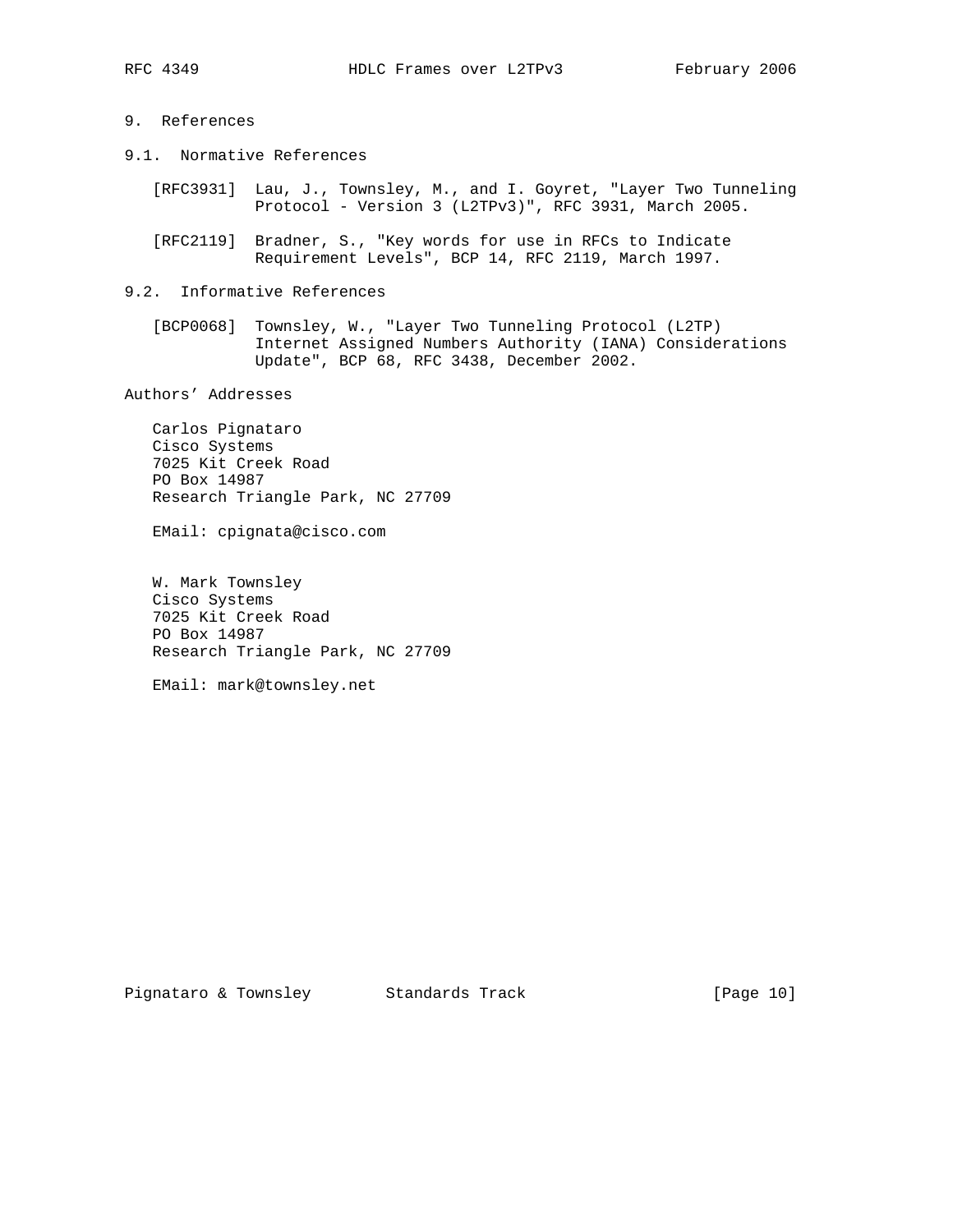## 9. References

### 9.1. Normative References

[RFC3931] Lau, J., Townsley, M., and I. Goyret, "Layer Two Tunneling Protocol - Version 3 (L2TPv3)", RFC 3931, March 2005.

[RFC2119] Bradner, S., "Key words for use in RFCs to Indicate Requirement Levels", BCP 14, RFC 2119, March 1997.

### 9.2. Informative References

[BCP0068] Townsley, W., "Layer Two Tunneling Protocol (L2TP) Internet Assigned Numbers Authority (IANA) Considerations Update", BCP 68, RFC 3438, December 2002.

## Authors' Addresses

Carlos Pignataro
Cisco Systems
7025 Kit Creek Road
PO Box 14987
Research Triangle Park, NC 27709

EMail: cpignata@cisco.com

W. Mark Townsley
Cisco Systems
7025 Kit Creek Road
PO Box 14987
Research Triangle Park, NC 27709

EMail: mark@townsley.net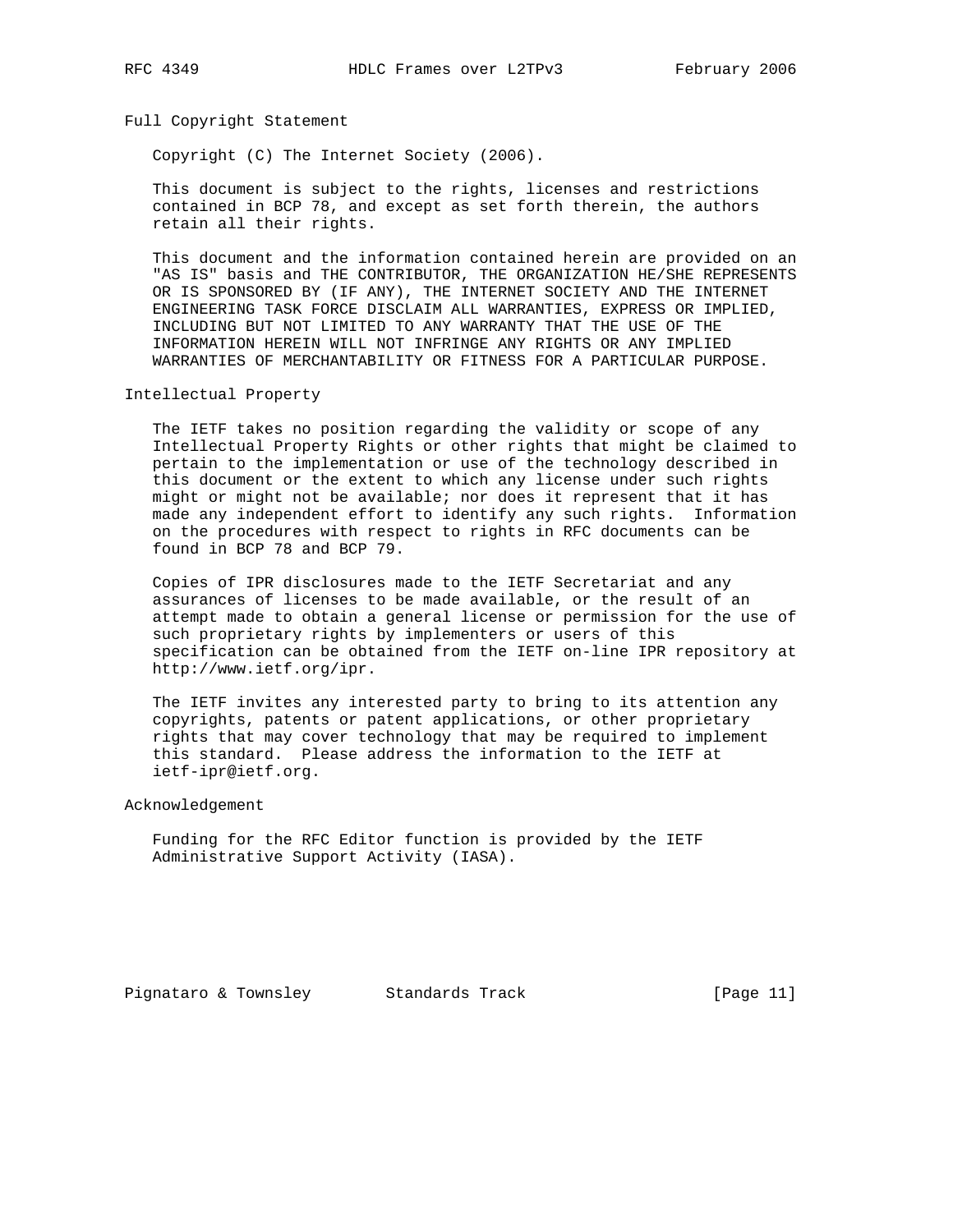## Full Copyright Statement

Copyright (C) The Internet Society (2006).

This document is subject to the rights, licenses and restrictions contained in BCP 78, and except as set forth therein, the authors retain all their rights.

This document and the information contained herein are provided on an "AS IS" basis and THE CONTRIBUTOR, THE ORGANIZATION HE/SHE REPRESENTS OR IS SPONSORED BY (IF ANY), THE INTERNET SOCIETY AND THE INTERNET ENGINEERING TASK FORCE DISCLAIM ALL WARRANTIES, EXPRESS OR IMPLIED, INCLUDING BUT NOT LIMITED TO ANY WARRANTY THAT THE USE OF THE INFORMATION HEREIN WILL NOT INFRINGE ANY RIGHTS OR ANY IMPLIED WARRANTIES OF MERCHANTABILITY OR FITNESS FOR A PARTICULAR PURPOSE.

## Intellectual Property

The IETF takes no position regarding the validity or scope of any Intellectual Property Rights or other rights that might be claimed to pertain to the implementation or use of the technology described in this document or the extent to which any license under such rights might or might not be available; nor does it represent that it has made any independent effort to identify any such rights. Information on the procedures with respect to rights in RFC documents can be found in BCP 78 and BCP 79.

Copies of IPR disclosures made to the IETF Secretariat and any assurances of licenses to be made available, or the result of an attempt made to obtain a general license or permission for the use of such proprietary rights by implementers or users of this specification can be obtained from the IETF on-line IPR repository at http://www.ietf.org/ipr.

The IETF invites any interested party to bring to its attention any copyrights, patents or patent applications, or other proprietary rights that may cover technology that may be required to implement this standard. Please address the information to the IETF at ietf-ipr@ietf.org.

## Acknowledgement

Funding for the RFC Editor function is provided by the IETF Administrative Support Activity (IASA).